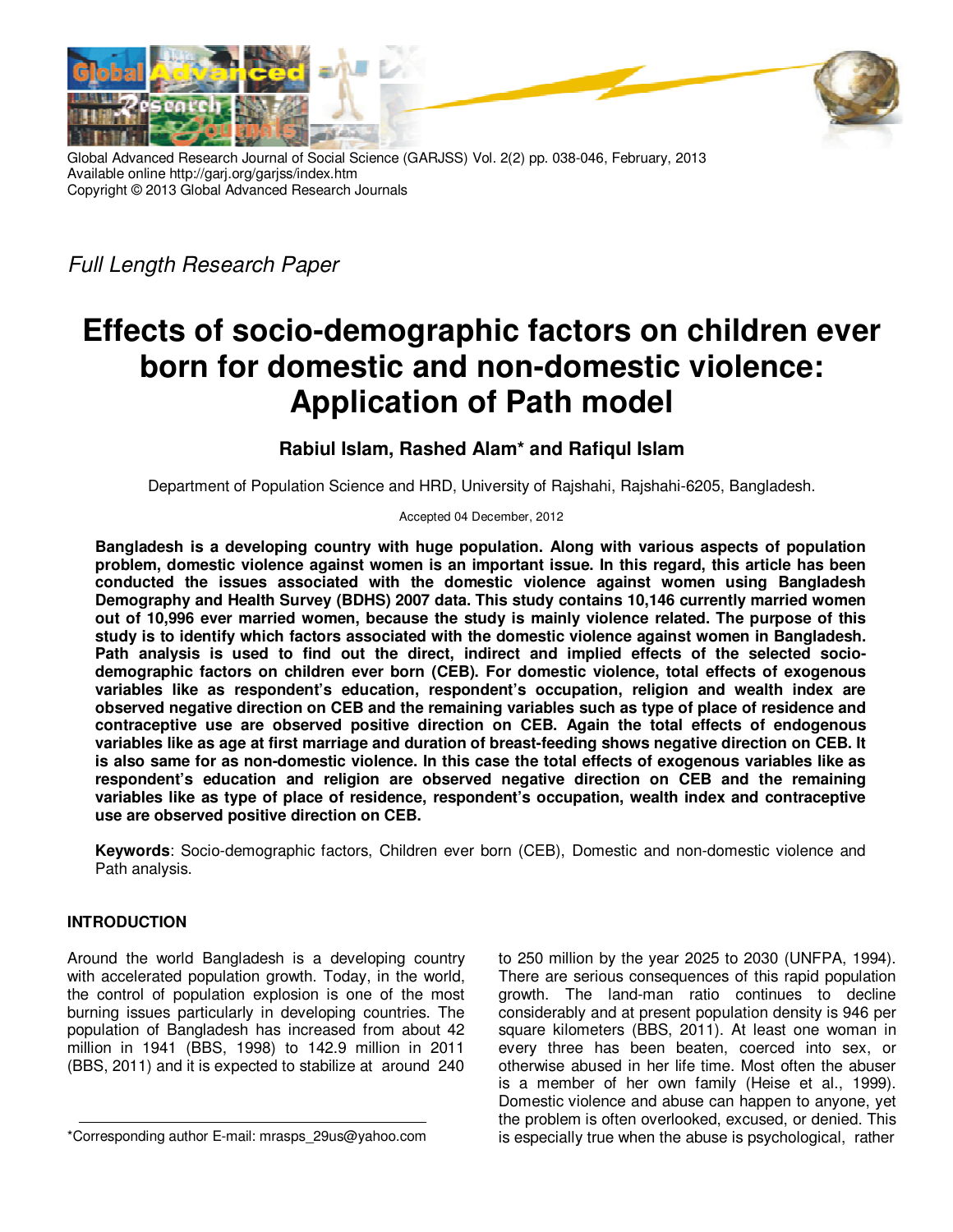Global Advanced Research Journal of Social Science (GARJSS) Vol. 2(2) pp. 038-046, February, 2013
Available online http://garj.org/garjss/index.htm
Copyright © 2013 Global Advanced Research Journals

*Full Length Research Paper*

# Effects of socio-demographic factors on children ever born for domestic and non-domestic violence: Application of Path model

**Rabiul Islam, Rashed Alam* and Rafiqul Islam**

Department of Population Science and HRD, University of Rajshahi, Rajshahi-6205, Bangladesh.

Accepted 04 December, 2012

**Bangladesh is a developing country with huge population. Along with various aspects of population problem, domestic violence against women is an important issue. In this regard, this article has been conducted the issues associated with the domestic violence against women using Bangladesh Demography and Health Survey (BDHS) 2007 data. This study contains 10,146 currently married women out of 10,996 ever married women, because the study is mainly violence related. The purpose of this study is to identify which factors associated with the domestic violence against women in Bangladesh. Path analysis is used to find out the direct, indirect and implied effects of the selected socio-demographic factors on children ever born (CEB). For domestic violence, total effects of exogenous variables like as respondent's education, respondent's occupation, religion and wealth index are observed negative direction on CEB and the remaining variables such as type of place of residence and contraceptive use are observed positive direction on CEB. Again the total effects of endogenous variables like as age at first marriage and duration of breast-feeding shows negative direction on CEB. It is also same for as non-domestic violence. In this case the total effects of exogenous variables like as respondent's education and religion are observed negative direction on CEB and the remaining variables like as type of place of residence, respondent's occupation, wealth index and contraceptive use are observed positive direction on CEB.**

**Keywords**: Socio-demographic factors, Children ever born (CEB), Domestic and non-domestic violence and Path analysis.

## INTRODUCTION

Around the world Bangladesh is a developing country with accelerated population growth. Today, in the world, the control of population explosion is one of the most burning issues particularly in developing countries. The population of Bangladesh has increased from about 42 million in 1941 (BBS, 1998) to 142.9 million in 2011 (BBS, 2011) and it is expected to stabilize at around 240 to 250 million by the year 2025 to 2030 (UNFPA, 1994). There are serious consequences of this rapid population growth. The land-man ratio continues to decline considerably and at present population density is 946 per square kilometers (BBS, 2011). At least one woman in every three has been beaten, coerced into sex, or otherwise abused in her life time. Most often the abuser is a member of her own family (Heise et al., 1999). Domestic violence and abuse can happen to anyone, yet the problem is often overlooked, excused, or denied. This is especially true when the abuse is psychological, rather

*Corresponding author E-mail: mrasps_29us@yahoo.com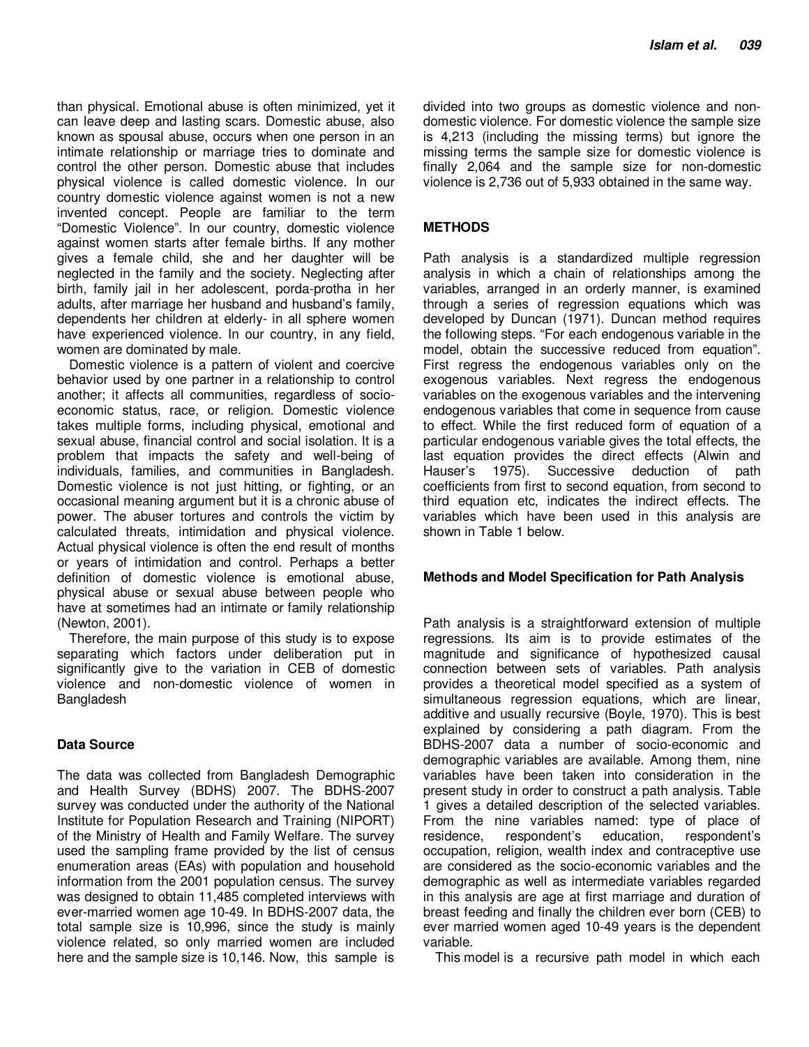than physical. Emotional abuse is often minimized, yet it can leave deep and lasting scars. Domestic abuse, also known as spousal abuse, occurs when one person in an intimate relationship or marriage tries to dominate and control the other person. Domestic abuse that includes physical violence is called domestic violence. In our country domestic violence against women is not a new invented concept. People are familiar to the term "Domestic Violence". In our country, domestic violence against women starts after female births. If any mother gives a female child, she and her daughter will be neglected in the family and the society. Neglecting after birth, family jail in her adolescent, porda-protha in her adults, after marriage her husband and husband's family, dependents her children at elderly- in all sphere women have experienced violence. In our country, in any field, women are dominated by male.

Domestic violence is a pattern of violent and coercive behavior used by one partner in a relationship to control another; it affects all communities, regardless of socio-economic status, race, or religion. Domestic violence takes multiple forms, including physical, emotional and sexual abuse, financial control and social isolation. It is a problem that impacts the safety and well-being of individuals, families, and communities in Bangladesh. Domestic violence is not just hitting, or fighting, or an occasional meaning argument but it is a chronic abuse of power. The abuser tortures and controls the victim by calculated threats, intimidation and physical violence. Actual physical violence is often the end result of months or years of intimidation and control. Perhaps a better definition of domestic violence is emotional abuse, physical abuse or sexual abuse between people who have at sometimes had an intimate or family relationship (Newton, 2001).

Therefore, the main purpose of this study is to expose separating which factors under deliberation put in significantly give to the variation in CEB of domestic violence and non-domestic violence of women in Bangladesh

## Data Source

The data was collected from Bangladesh Demographic and Health Survey (BDHS) 2007. The BDHS-2007 survey was conducted under the authority of the National Institute for Population Research and Training (NIPORT) of the Ministry of Health and Family Welfare. The survey used the sampling frame provided by the list of census enumeration areas (EAs) with population and household information from the 2001 population census. The survey was designed to obtain 11,485 completed interviews with ever-married women age 10-49. In BDHS-2007 data, the total sample size is 10,996, since the study is mainly violence related, so only married women are included here and the sample size is 10,146. Now, this sample is divided into two groups as domestic violence and non-domestic violence. For domestic violence the sample size is 4,213 (including the missing terms) but ignore the missing terms the sample size for domestic violence is finally 2,064 and the sample size for non-domestic violence is 2,736 out of 5,933 obtained in the same way.

## METHODS

Path analysis is a standardized multiple regression analysis in which a chain of relationships among the variables, arranged in an orderly manner, is examined through a series of regression equations which was developed by Duncan (1971). Duncan method requires the following steps. "For each endogenous variable in the model, obtain the successive reduced from equation". First regress the endogenous variables only on the exogenous variables. Next regress the endogenous variables on the exogenous variables and the intervening endogenous variables that come in sequence from cause to effect. While the first reduced form of equation of a particular endogenous variable gives the total effects, the last equation provides the direct effects (Alwin and Hauser's 1975). Successive deduction of path coefficients from first to second equation, from second to third equation etc, indicates the indirect effects. The variables which have been used in this analysis are shown in Table 1 below.

### Methods and Model Specification for Path Analysis

Path analysis is a straightforward extension of multiple regressions. Its aim is to provide estimates of the magnitude and significance of hypothesized causal connection between sets of variables. Path analysis provides a theoretical model specified as a system of simultaneous regression equations, which are linear, additive and usually recursive (Boyle, 1970). This is best explained by considering a path diagram. From the BDHS-2007 data a number of socio-economic and demographic variables are available. Among them, nine variables have been taken into consideration in the present study in order to construct a path analysis. Table 1 gives a detailed description of the selected variables. From the nine variables named: type of place of residence, respondent's education, respondent's occupation, religion, wealth index and contraceptive use are considered as the socio-economic variables and the demographic as well as intermediate variables regarded in this analysis are age at first marriage and duration of breast feeding and finally the children ever born (CEB) to ever married women aged 10-49 years is the dependent variable.

This model is a recursive path model in which each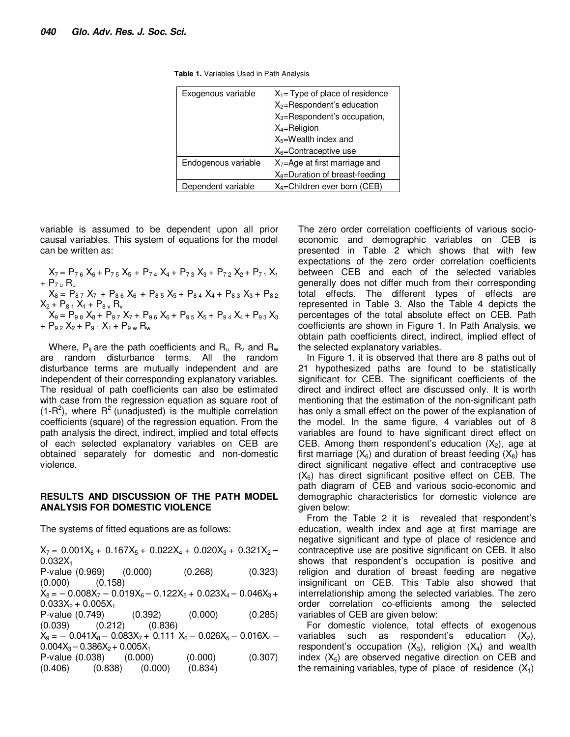**Table 1.** Variables Used in Path Analysis

| | |
|---|---|
| Exogenous variable | $X_1$= Type of place of residence<br>$X_2$=Respondent's education<br>$X_3$=Respondent's occupation,<br>$X_4$=Religion<br>$X_5$=Wealth index and<br>$X_6$=Contraceptive use |
| Endogenous variable | $X_7$=Age at first marriage and<br>$X_8$=Duration of breast-feeding |
| Dependent variable | $X_9$=Children ever born (CEB) |

variable is assumed to be dependent upon all prior causal variables. This system of equations for the model can be written as:

$$X_7 = P_{76} X_6 + P_{75} X_5 + P_{74} X_4 + P_{73} X_3 + P_{72} X_2 + P_{71} X_1 + P_{7u} R_u$$

$$X_8 = P_{87} X_7 + P_{86} X_6 + P_{85} X_5 + P_{84} X_4 + P_{83} X_3 + P_{82} X_2 + P_{81} X_1 + P_{8v} R_v$$

$$X_9 = P_{98} X_8 + P_{97} X_7 + P_{96} X_6 + P_{95} X_5 + P_{94} X_4 + P_{93} X_3 + P_{92} X_2 + P_{91} X_1 + P_{9w} R_w$$

Where, $P_{ij}$ are the path coefficients and $R_u$, $R_v$ and $R_w$ are random disturbance terms. All the random disturbance terms are mutually independent and are independent of their corresponding explanatory variables. The residual of path coefficients can also be estimated with case from the regression equation as square root of $(1-R^2)$, where $R^2$ (unadjusted) is the multiple correlation coefficients (square) of the regression equation. From the path analysis the direct, indirect, implied and total effects of each selected explanatory variables on CEB are obtained separately for domestic and non-domestic violence.

## RESULTS AND DISCUSSION OF THE PATH MODEL ANALYSIS FOR DOMESTIC VIOLENCE

The systems of fitted equations are as follows:

$X_7 = 0.001X_6 + 0.167X_5 + 0.022X_4 + 0.020X_3 + 0.321X_2 - 0.032X_1$
P-value (0.969) (0.000) (0.268) (0.323) (0.000) (0.158)

$X_8 = -0.008X_7 - 0.019X_6 - 0.122X_5 + 0.023X_4 - 0.046X_3 + 0.033X_2 + 0.005X_1$
P-value (0.749) (0.392) (0.000) (0.285) (0.039) (0.212) (0.836)

$X_9 = -0.041X_8 - 0.083X_7 + 0.111 X_6 - 0.026X_5 - 0.016X_4 - 0.004X_3 - 0.386X_2 + 0.005X_1$
P-value (0.038) (0.000) (0.000) (0.307) (0.406) (0.838) (0.000) (0.834)

The zero order correlation coefficients of various socio-economic and demographic variables on CEB is presented in Table 2 which shows that with few expectations of the zero order correlation coefficients between CEB and each of the selected variables generally does not differ much from their corresponding total effects. The different types of effects are represented in Table 3. Also the Table 4 depicts the percentages of the total absolute effect on CEB. Path coefficients are shown in Figure 1. In Path Analysis, we obtain path coefficients direct, indirect, implied effect of the selected explanatory variables.

In Figure 1, it is observed that there are 8 paths out of 21 hypothesized paths are found to be statistically significant for CEB. The significant coefficients of the direct and indirect effect are discussed only. It is worth mentioning that the estimation of the non-significant path has only a small effect on the power of the explanation of the model. In the same figure, 4 variables out of 8 variables are found to have significant direct effect on CEB. Among them respondent's education ($X_2$), age at first marriage ($X_6$) and duration of breast feeding ($X_8$) has direct significant negative effect and contraceptive use ($X_6$) has direct significant positive effect on CEB. The path diagram of CEB and various socio-economic and demographic characteristics for domestic violence are given below:

From the Table 2 it is revealed that respondent's education, wealth index and age at first marriage are negative significant and type of place of residence and contraceptive use are positive significant on CEB. It also shows that respondent's occupation is positive and religion and duration of breast feeding are negative insignificant on CEB. This Table also showed that interrelationship among the selected variables. The zero order correlation co-efficients among the selected variables of CEB are given below:

For domestic violence, total effects of exogenous variables such as respondent's education ($X_2$), respondent's occupation ($X_3$), religion ($X_4$) and wealth index ($X_5$) are observed negative direction on CEB and the remaining variables, type of place of residence ($X_1$)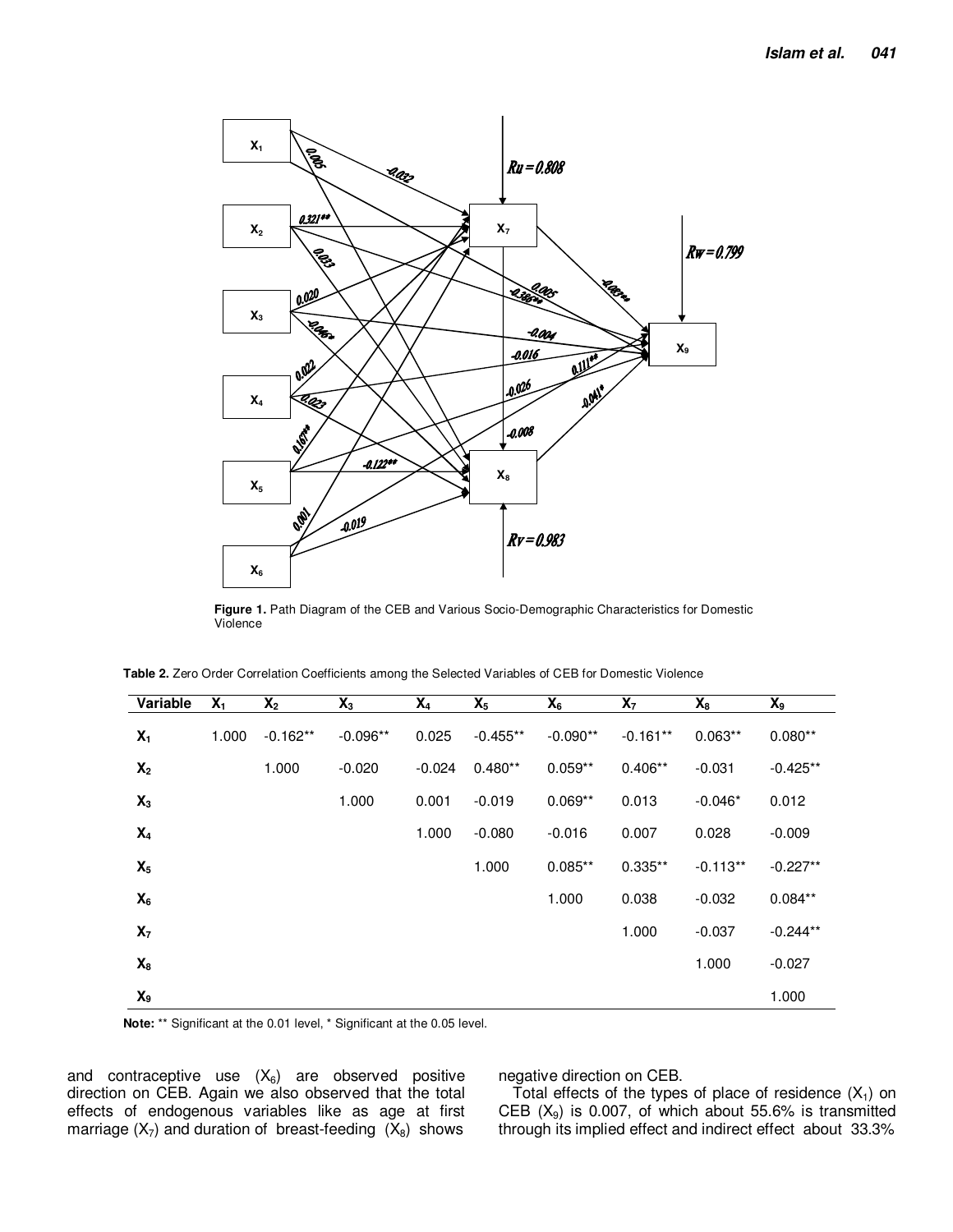**Figure 1.** Path Diagram of the CEB and Various Socio-Demographic Characteristics for Domestic Violence

**Table 2.** Zero Order Correlation Coefficients among the Selected Variables of CEB for Domestic Violence

| Variable | $X_1$ | $X_2$ | $X_3$ | $X_4$ | $X_5$ | $X_6$ | $X_7$ | $X_8$ | $X_9$ |
|---|---|---|---|---|---|---|---|---|---|
| $X_1$ | 1.000 | -0.162** | -0.096** | 0.025 | -0.455** | -0.090** | -0.161** | 0.063** | 0.080** |
| $X_2$ | | 1.000 | -0.020 | -0.024 | 0.480** | 0.059** | 0.406** | -0.031 | -0.425** |
| $X_3$ | | | 1.000 | 0.001 | -0.019 | 0.069** | 0.013 | -0.046* | 0.012 |
| $X_4$ | | | | 1.000 | -0.080 | -0.016 | 0.007 | 0.028 | -0.009 |
| $X_5$ | | | | | 1.000 | 0.085** | 0.335** | -0.113** | -0.227** |
| $X_6$ | | | | | | 1.000 | 0.038 | -0.032 | 0.084** |
| $X_7$ | | | | | | | 1.000 | -0.037 | -0.244** |
| $X_8$ | | | | | | | | 1.000 | -0.027 |
| $X_9$ | | | | | | | | | 1.000 |

**Note:** ** Significant at the 0.01 level, * Significant at the 0.05 level.

and contraceptive use ($X_6$) are observed positive direction on CEB. Again we also observed that the total effects of endogenous variables like as age at first marriage ($X_7$) and duration of breast-feeding ($X_8$) shows negative direction on CEB.

Total effects of the types of place of residence ($X_1$) on CEB ($X_9$) is 0.007, of which about 55.6% is transmitted through its implied effect and indirect effect about 33.3%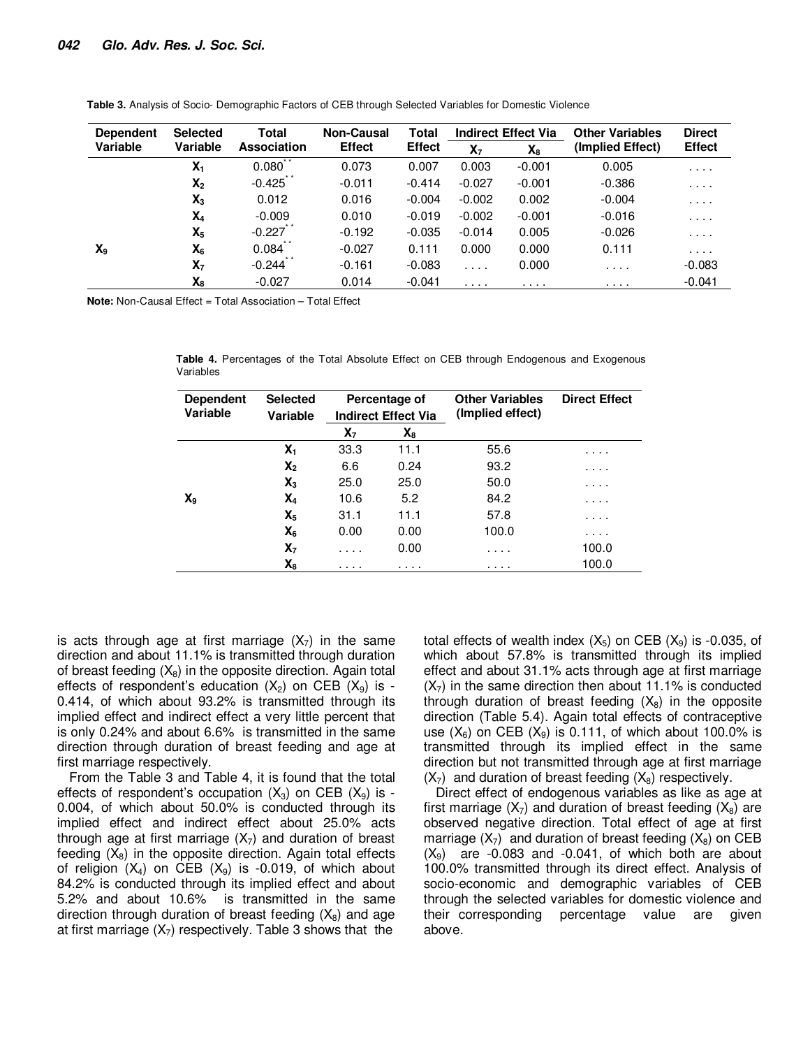**Table 3.** Analysis of Socio- Demographic Factors of CEB through Selected Variables for Domestic Violence

| Dependent Variable | Selected Variable | Total Association | Non-Causal Effect | Total Effect | Indirect Effect Via | | Other Variables (Implied Effect) | Direct Effect |
|---|---|---|---|---|---|---|---|---|
| | | | | | $X_7$ | $X_8$ | | |
| $X_9$ | $X_1$ | $0.080^{**}$ | 0.073 | 0.007 | 0.003 | -0.001 | 0.005 | . . . . |
| | $X_2$ | $-0.425^{**}$ | -0.011 | -0.414 | -0.027 | -0.001 | -0.386 | . . . . |
| | $X_3$ | 0.012 | 0.016 | -0.004 | -0.002 | 0.002 | -0.004 | . . . . |
| | $X_4$ | -0.009 | 0.010 | -0.019 | -0.002 | -0.001 | -0.016 | . . . . |
| | $X_5$ | $-0.227^{**}$ | -0.192 | -0.035 | -0.014 | 0.005 | -0.026 | . . . . |
| | $X_6$ | $0.084^{**}$ | -0.027 | 0.111 | 0.000 | 0.000 | 0.111 | . . . . |
| | $X_7$ | $-0.244^{**}$ | -0.161 | -0.083 | . . . . | 0.000 | . . . . | -0.083 |
| | $X_8$ | -0.027 | 0.014 | -0.041 | . . . . | . . . . | . . . . | -0.041 |

**Note:** Non-Causal Effect = Total Association – Total Effect

**Table 4.** Percentages of the Total Absolute Effect on CEB through Endogenous and Exogenous Variables

| Dependent Variable | Selected Variable | Percentage of Indirect Effect Via | | Other Variables (Implied effect) | Direct Effect |
|---|---|---|---|---|---|
| | | $X_7$ | $X_8$ | | |
| $X_9$ | $X_1$ | 33.3 | 11.1 | 55.6 | . . . . |
| | $X_2$ | 6.6 | 0.24 | 93.2 | . . . . |
| | $X_3$ | 25.0 | 25.0 | 50.0 | . . . . |
| | $X_4$ | 10.6 | 5.2 | 84.2 | . . . . |
| | $X_5$ | 31.1 | 11.1 | 57.8 | . . . . |
| | $X_6$ | 0.00 | 0.00 | 100.0 | . . . . |
| | $X_7$ | . . . . | 0.00 | . . . . | 100.0 |
| | $X_8$ | . . . . | . . . . | . . . . | 100.0 |

is acts through age at first marriage ($X_7$) in the same direction and about 11.1% is transmitted through duration of breast feeding ($X_8$) in the opposite direction. Again total effects of respondent's education ($X_2$) on CEB ($X_9$) is -0.414, of which about 93.2% is transmitted through its implied effect and indirect effect a very little percent that is only 0.24% and about 6.6% is transmitted in the same direction through duration of breast feeding and age at first marriage respectively.

From the Table 3 and Table 4, it is found that the total effects of respondent's occupation ($X_3$) on CEB ($X_9$) is -0.004, of which about 50.0% is conducted through its implied effect and indirect effect about 25.0% acts through age at first marriage ($X_7$) and duration of breast feeding ($X_8$) in the opposite direction. Again total effects of religion ($X_4$) on CEB ($X_9$) is -0.019, of which about 84.2% is conducted through its implied effect and about 5.2% and about 10.6% is transmitted in the same direction through duration of breast feeding ($X_8$) and age at first marriage ($X_7$) respectively. Table 3 shows that the total effects of wealth index ($X_5$) on CEB ($X_9$) is -0.035, of which about 57.8% is transmitted through its implied effect and about 31.1% acts through age at first marriage ($X_7$) in the same direction then about 11.1% is conducted through duration of breast feeding ($X_8$) in the opposite direction (Table 5.4). Again total effects of contraceptive use ($X_6$) on CEB ($X_9$) is 0.111, of which about 100.0% is transmitted through its implied effect in the same direction but not transmitted through age at first marriage ($X_7$) and duration of breast feeding ($X_8$) respectively.

Direct effect of endogenous variables as like as age at first marriage ($X_7$) and duration of breast feeding ($X_8$) are observed negative direction. Total effect of age at first marriage ($X_7$) and duration of breast feeding ($X_8$) on CEB ($X_9$) are -0.083 and -0.041, of which both are about 100.0% transmitted through its direct effect. Analysis of socio-economic and demographic variables of CEB through the selected variables for domestic violence and their corresponding percentage value are given above.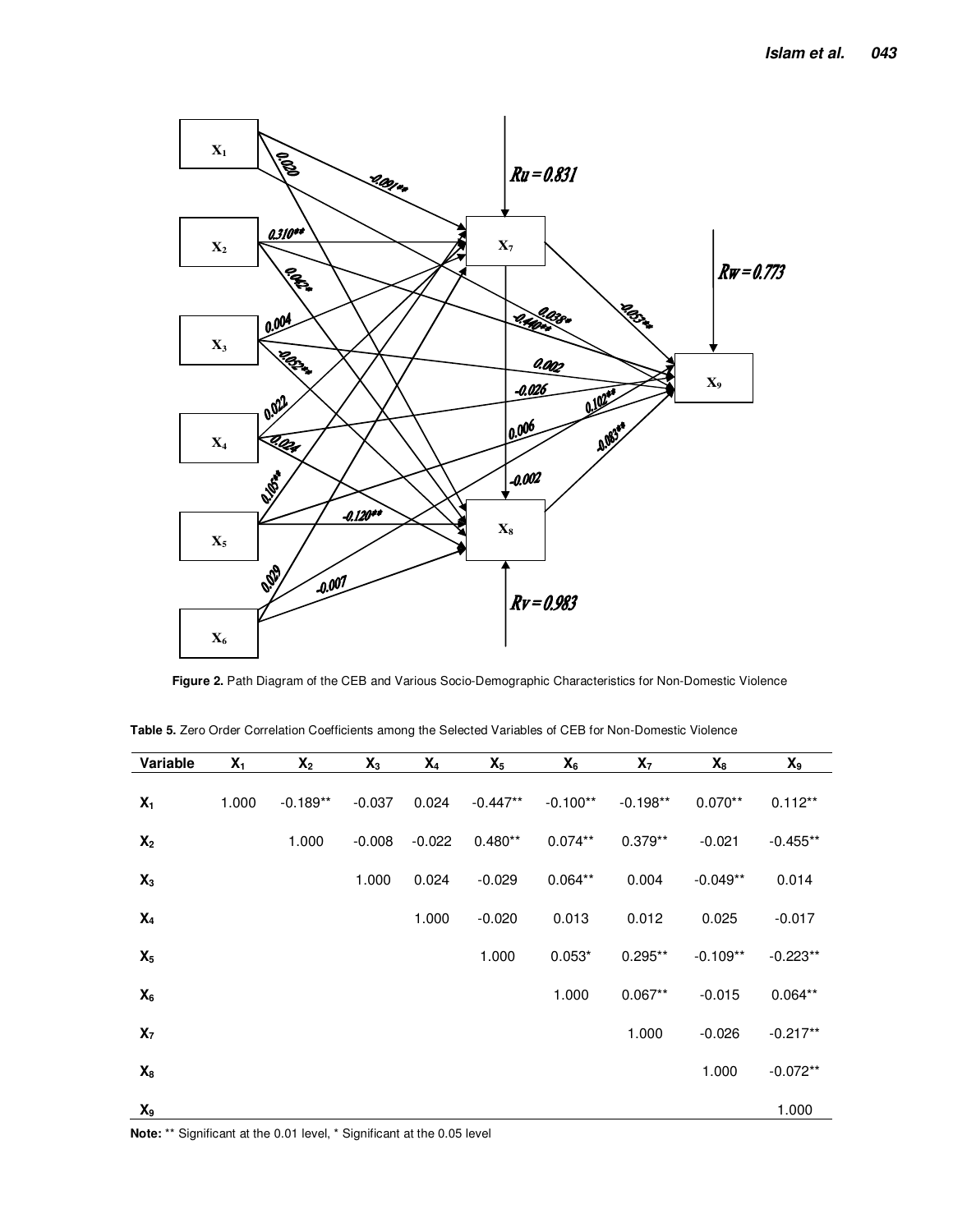Figure 2. Path Diagram of the CEB and Various Socio-Demographic Characteristics for Non-Domestic Violence

**Table 5.** Zero Order Correlation Coefficients among the Selected Variables of CEB for Non-Domestic Violence

| Variable | $X_1$ | $X_2$ | $X_3$ | $X_4$ | $X_5$ | $X_6$ | $X_7$ | $X_8$ | $X_9$ |
|---|---|---|---|---|---|---|---|---|---|
| $X_1$ | 1.000 | -0.189** | -0.037 | 0.024 | -0.447** | -0.100** | -0.198** | 0.070** | 0.112** |
| $X_2$ | | 1.000 | -0.008 | -0.022 | 0.480** | 0.074** | 0.379** | -0.021 | -0.455** |
| $X_3$ | | | 1.000 | 0.024 | -0.029 | 0.064** | 0.004 | -0.049** | 0.014 |
| $X_4$ | | | | 1.000 | -0.020 | 0.013 | 0.012 | 0.025 | -0.017 |
| $X_5$ | | | | | 1.000 | 0.053* | 0.295** | -0.109** | -0.223** |
| $X_6$ | | | | | | 1.000 | 0.067** | -0.015 | 0.064** |
| $X_7$ | | | | | | | 1.000 | -0.026 | -0.217** |
| $X_8$ | | | | | | | | 1.000 | -0.072** |
| $X_9$ | | | | | | | | | 1.000 |

**Note:** ** Significant at the 0.01 level, * Significant at the 0.05 level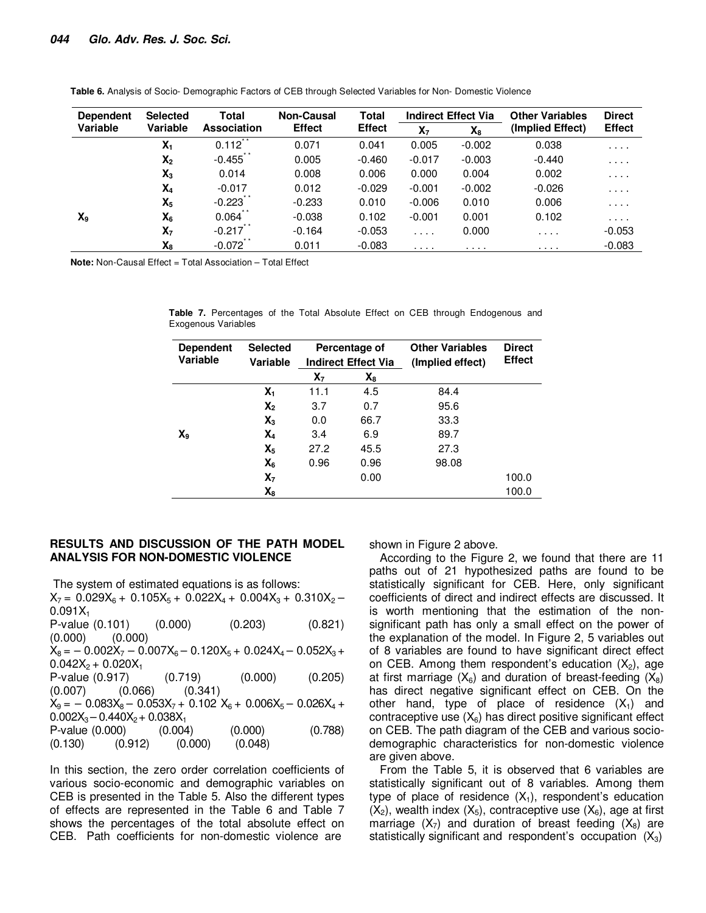**Table 6.** Analysis of Socio- Demographic Factors of CEB through Selected Variables for Non- Domestic Violence

| Dependent Variable | Selected Variable | Total Association | Non-Causal Effect | Total Effect | Indirect Effect Via | | Other Variables (Implied Effect) | Direct Effect |
|---|---|---|---|---|---|---|---|---|
| | | | | | $X_7$ | $X_8$ | | |
| $X_9$ | $X_1$ | 0.112** | 0.071 | 0.041 | 0.005 | -0.002 | 0.038 | . . . . |
| | $X_2$ | -0.455** | 0.005 | -0.460 | -0.017 | -0.003 | -0.440 | . . . . |
| | $X_3$ | 0.014 | 0.008 | 0.006 | 0.000 | 0.004 | 0.002 | . . . . |
| | $X_4$ | -0.017 | 0.012 | -0.029 | -0.001 | -0.002 | -0.026 | . . . . |
| | $X_5$ | -0.223** | -0.233 | 0.010 | -0.006 | 0.010 | 0.006 | . . . . |
| | $X_6$ | 0.064** | -0.038 | 0.102 | -0.001 | 0.001 | 0.102 | . . . . |
| | $X_7$ | -0.217** | -0.164 | -0.053 | . . . . | 0.000 | . . . . | -0.053 |
| | $X_8$ | -0.072** | 0.011 | -0.083 | . . . . | . . . . | . . . . | -0.083 |

**Note:** Non-Causal Effect = Total Association – Total Effect

**Table 7.** Percentages of the Total Absolute Effect on CEB through Endogenous and Exogenous Variables

| Dependent Variable | Selected Variable | Percentage of Indirect Effect Via | | Other Variables (Implied effect) | Direct Effect |
|---|---|---|---|---|---|
| | | $X_7$ | $X_8$ | | |
| $X_9$ | $X_1$ | 11.1 | 4.5 | 84.4 | |
| | $X_2$ | 3.7 | 0.7 | 95.6 | |
| | $X_3$ | 0.0 | 66.7 | 33.3 | |
| | $X_4$ | 3.4 | 6.9 | 89.7 | |
| | $X_5$ | 27.2 | 45.5 | 27.3 | |
| | $X_6$ | 0.96 | 0.96 | 98.08 | |
| | $X_7$ | | 0.00 | | 100.0 |
| | $X_8$ | | | | 100.0 |

## RESULTS AND DISCUSSION OF THE PATH MODEL ANALYSIS FOR NON-DOMESTIC VIOLENCE

The system of estimated equations is as follows:

$X_7 = 0.029X_6 + 0.105X_5 + 0.022X_4 + 0.004X_3 + 0.310X_2 - 0.091X_1$

P-value (0.101) (0.000) (0.203) (0.821) (0.000) (0.000)

$X_8 = -0.002X_7 - 0.007X_6 - 0.120X_5 + 0.024X_4 - 0.052X_3 + 0.042X_2 + 0.020X_1$

P-value (0.917) (0.719) (0.000) (0.205) (0.007) (0.066) (0.341)

$X_9 = -0.083X_8 - 0.053X_7 + 0.102X_6 + 0.006X_5 - 0.026X_4 + 0.002X_3 - 0.440X_2 + 0.038X_1$

P-value (0.000) (0.004) (0.000) (0.788) (0.130) (0.912) (0.000) (0.048)

In this section, the zero order correlation coefficients of various socio-economic and demographic variables on CEB is presented in the Table 5. Also the different types of effects are represented in the Table 6 and Table 7 shows the percentages of the total absolute effect on CEB. Path coefficients for non-domestic violence are shown in Figure 2 above.

According to the Figure 2, we found that there are 11 paths out of 21 hypothesized paths are found to be statistically significant for CEB. Here, only significant coefficients of direct and indirect effects are discussed. It is worth mentioning that the estimation of the non-significant path has only a small effect on the power of the explanation of the model. In Figure 2, 5 variables out of 8 variables are found to have significant direct effect on CEB. Among them respondent's education ($X_2$), age at first marriage ($X_6$) and duration of breast-feeding ($X_8$) has direct negative significant effect on CEB. On the other hand, type of place of residence ($X_1$) and contraceptive use ($X_6$) has direct positive significant effect on CEB. The path diagram of the CEB and various socio-demographic characteristics for non-domestic violence are given above.

From the Table 5, it is observed that 6 variables are statistically significant out of 8 variables. Among them type of place of residence ($X_1$), respondent's education ($X_2$), wealth index ($X_5$), contraceptive use ($X_6$), age at first marriage ($X_7$) and duration of breast feeding ($X_8$) are statistically significant and respondent's occupation ($X_3$)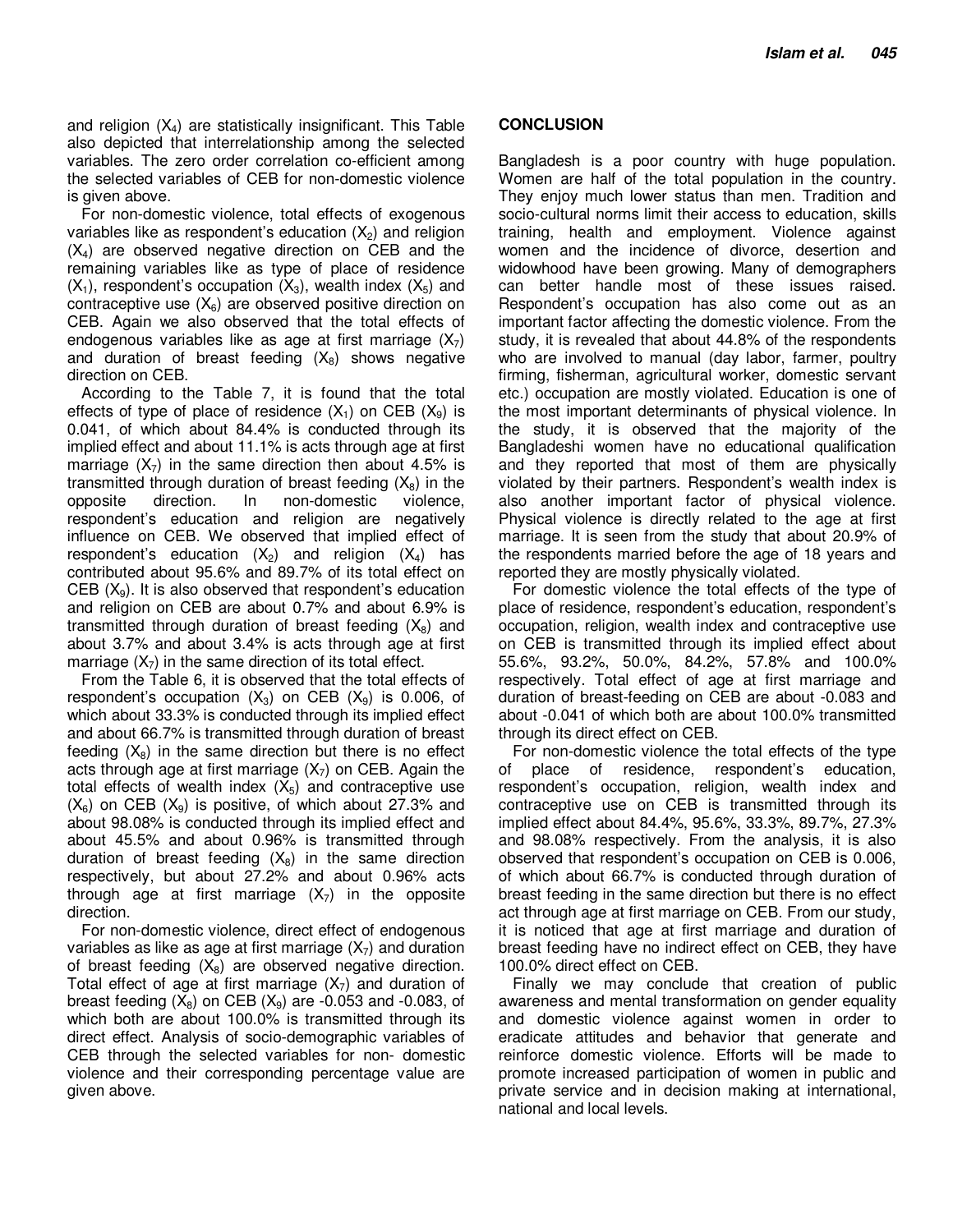and religion ($X_4$) are statistically insignificant. This Table also depicted that interrelationship among the selected variables. The zero order correlation co-efficient among the selected variables of CEB for non-domestic violence is given above.

For non-domestic violence, total effects of exogenous variables like as respondent's education ($X_2$) and religion ($X_4$) are observed negative direction on CEB and the remaining variables like as type of place of residence ($X_1$), respondent's occupation ($X_3$), wealth index ($X_5$) and contraceptive use ($X_6$) are observed positive direction on CEB. Again we also observed that the total effects of endogenous variables like as age at first marriage ($X_7$) and duration of breast feeding ($X_8$) shows negative direction on CEB.

According to the Table 7, it is found that the total effects of type of place of residence ($X_1$) on CEB ($X_9$) is 0.041, of which about 84.4% is conducted through its implied effect and about 11.1% is acts through age at first marriage ($X_7$) in the same direction then about 4.5% is transmitted through duration of breast feeding ($X_8$) in the opposite direction. In non-domestic violence, respondent's education and religion are negatively influence on CEB. We observed that implied effect of respondent's education ($X_2$) and religion ($X_4$) has contributed about 95.6% and 89.7% of its total effect on CEB ($X_9$). It is also observed that respondent's education and religion on CEB are about 0.7% and about 6.9% is transmitted through duration of breast feeding ($X_8$) and about 3.7% and about 3.4% is acts through age at first marriage ($X_7$) in the same direction of its total effect.

From the Table 6, it is observed that the total effects of respondent's occupation ($X_3$) on CEB ($X_9$) is 0.006, of which about 33.3% is conducted through its implied effect and about 66.7% is transmitted through duration of breast feeding ($X_8$) in the same direction but there is no effect acts through age at first marriage ($X_7$) on CEB. Again the total effects of wealth index ($X_5$) and contraceptive use ($X_6$) on CEB ($X_9$) is positive, of which about 27.3% and about 98.08% is conducted through its implied effect and about 45.5% and about 0.96% is transmitted through duration of breast feeding ($X_8$) in the same direction respectively, but about 27.2% and about 0.96% acts through age at first marriage ($X_7$) in the opposite direction.

For non-domestic violence, direct effect of endogenous variables as like as age at first marriage ($X_7$) and duration of breast feeding ($X_8$) are observed negative direction. Total effect of age at first marriage ($X_7$) and duration of breast feeding ($X_8$) on CEB ($X_9$) are -0.053 and -0.083, of which both are about 100.0% is transmitted through its direct effect. Analysis of socio-demographic variables of CEB through the selected variables for non- domestic violence and their corresponding percentage value are given above.

## CONCLUSION

Bangladesh is a poor country with huge population. Women are half of the total population in the country. They enjoy much lower status than men. Tradition and socio-cultural norms limit their access to education, skills training, health and employment. Violence against women and the incidence of divorce, desertion and widowhood have been growing. Many of demographers can better handle most of these issues raised. Respondent's occupation has also come out as an important factor affecting the domestic violence. From the study, it is revealed that about 44.8% of the respondents who are involved to manual (day labor, farmer, poultry firming, fisherman, agricultural worker, domestic servant etc.) occupation are mostly violated. Education is one of the most important determinants of physical violence. In the study, it is observed that the majority of the Bangladeshi women have no educational qualification and they reported that most of them are physically violated by their partners. Respondent's wealth index is also another important factor of physical violence. Physical violence is directly related to the age at first marriage. It is seen from the study that about 20.9% of the respondents married before the age of 18 years and reported they are mostly physically violated.

For domestic violence the total effects of the type of place of residence, respondent's education, respondent's occupation, religion, wealth index and contraceptive use on CEB is transmitted through its implied effect about 55.6%, 93.2%, 50.0%, 84.2%, 57.8% and 100.0% respectively. Total effect of age at first marriage and duration of breast-feeding on CEB are about -0.083 and about -0.041 of which both are about 100.0% transmitted through its direct effect on CEB.

For non-domestic violence the total effects of the type of place of residence, respondent's education, respondent's occupation, religion, wealth index and contraceptive use on CEB is transmitted through its implied effect about 84.4%, 95.6%, 33.3%, 89.7%, 27.3% and 98.08% respectively. From the analysis, it is also observed that respondent's occupation on CEB is 0.006, of which about 66.7% is conducted through duration of breast feeding in the same direction but there is no effect act through age at first marriage on CEB. From our study, it is noticed that age at first marriage and duration of breast feeding have no indirect effect on CEB, they have 100.0% direct effect on CEB.

Finally we may conclude that creation of public awareness and mental transformation on gender equality and domestic violence against women in order to eradicate attitudes and behavior that generate and reinforce domestic violence. Efforts will be made to promote increased participation of women in public and private service and in decision making at international, national and local levels.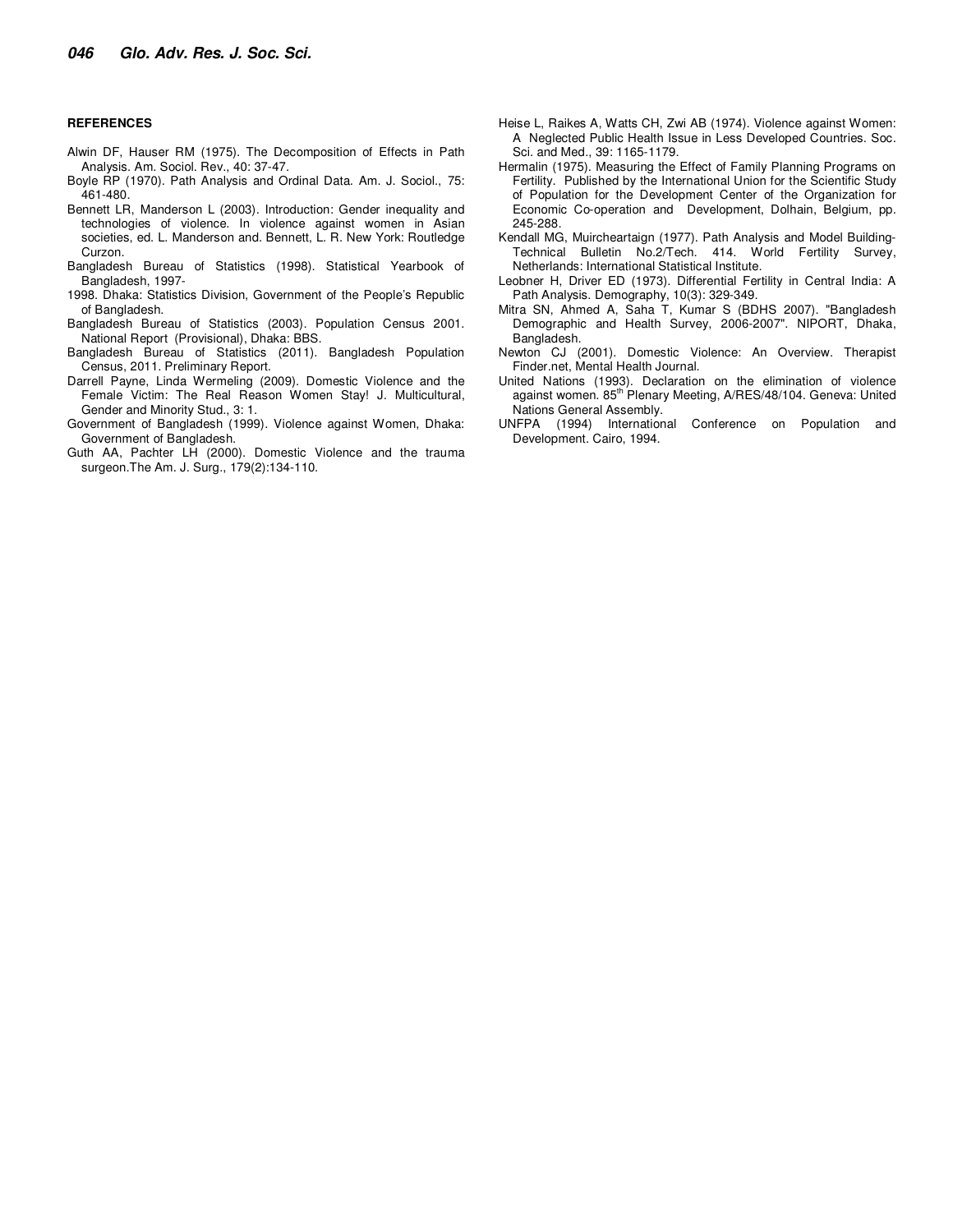**REFERENCES**

Alwin DF, Hauser RM (1975). The Decomposition of Effects in Path Analysis. Am. Sociol. Rev., 40: 37-47.

Boyle RP (1970). Path Analysis and Ordinal Data. Am. J. Sociol., 75: 461-480.

Bennett LR, Manderson L (2003). Introduction: Gender inequality and technologies of violence. In violence against women in Asian societies, ed. L. Manderson and. Bennett, L. R. New York: Routledge Curzon.

Bangladesh Bureau of Statistics (1998). Statistical Yearbook of Bangladesh, 1997-

1998. Dhaka: Statistics Division, Government of the People's Republic of Bangladesh.

Bangladesh Bureau of Statistics (2003). Population Census 2001. National Report (Provisional), Dhaka: BBS.

Bangladesh Bureau of Statistics (2011). Bangladesh Population Census, 2011. Preliminary Report.

Darrell Payne, Linda Wermeling (2009). Domestic Violence and the Female Victim: The Real Reason Women Stay! J. Multicultural, Gender and Minority Stud., 3: 1.

Government of Bangladesh (1999). Violence against Women, Dhaka: Government of Bangladesh.

Guth AA, Pachter LH (2000). Domestic Violence and the trauma surgeon.The Am. J. Surg., 179(2):134-110.

Heise L, Raikes A, Watts CH, Zwi AB (1974). Violence against Women: A Neglected Public Health Issue in Less Developed Countries. Soc. Sci. and Med., 39: 1165-1179.

Hermalin (1975). Measuring the Effect of Family Planning Programs on Fertility. Published by the International Union for the Scientific Study of Population for the Development Center of the Organization for Economic Co-operation and Development, Dolhain, Belgium, pp. 245-288.

Kendall MG, Muircheartaign (1977). Path Analysis and Model Building-Technical Bulletin No.2/Tech. 414. World Fertility Survey, Netherlands: International Statistical Institute.

Leobner H, Driver ED (1973). Differential Fertility in Central India: A Path Analysis. Demography, 10(3): 329-349.

Mitra SN, Ahmed A, Saha T, Kumar S (BDHS 2007). "Bangladesh Demographic and Health Survey, 2006-2007". NIPORT, Dhaka, Bangladesh.

Newton CJ (2001). Domestic Violence: An Overview. Therapist Finder.net, Mental Health Journal.

United Nations (1993). Declaration on the elimination of violence against women. 85th Plenary Meeting, A/RES/48/104. Geneva: United Nations General Assembly.

UNFPA (1994) International Conference on Population and Development. Cairo, 1994.